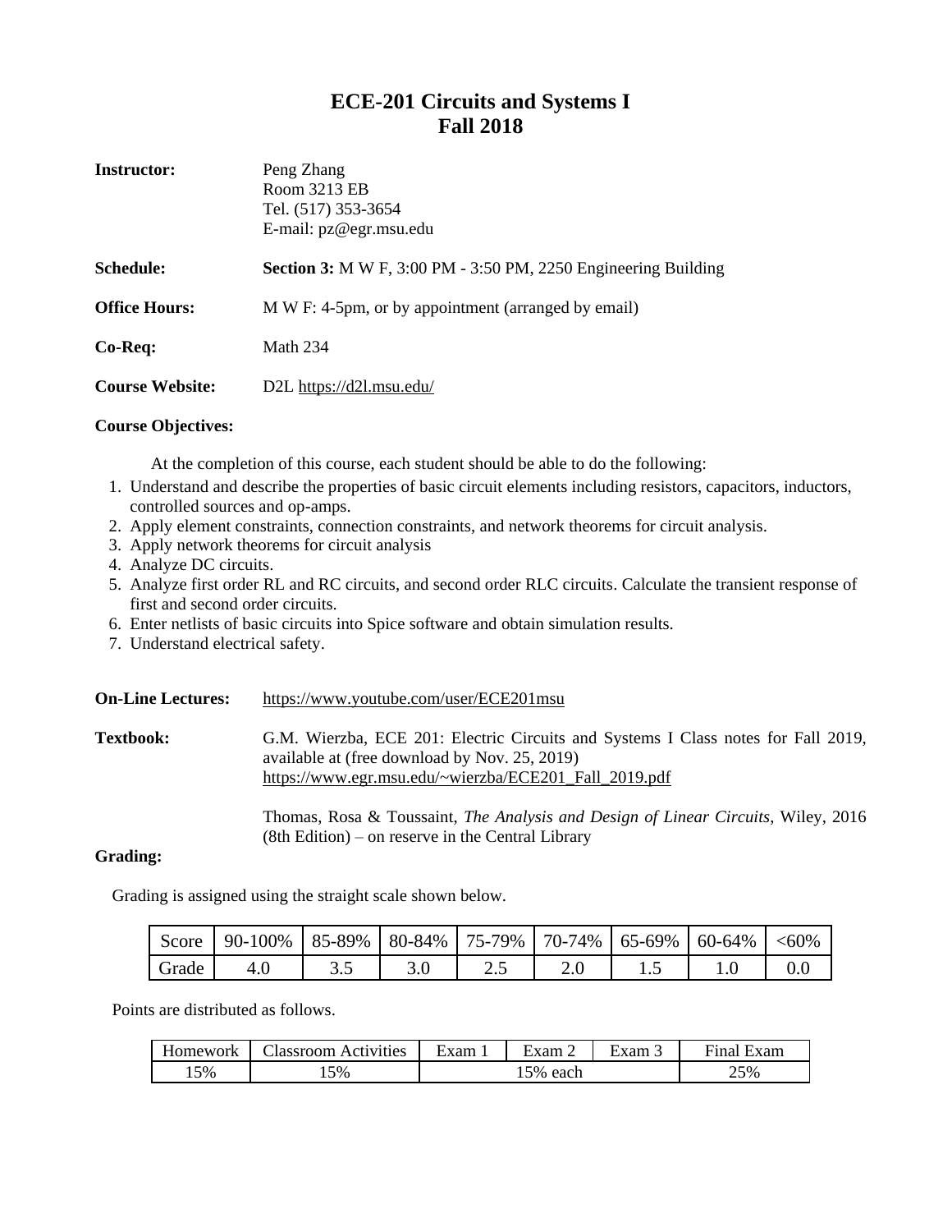# ECE-201 Circuits and Systems I
# Fall 2018

**Instructor:** Peng Zhang
Room 3213 EB
Tel. (517) 353-3654
E-mail: pz@egr.msu.edu

**Schedule:** **Section 3:** M W F, 3:00 PM - 3:50 PM, 2250 Engineering Building

**Office Hours:** M W F: 4-5pm, or by appointment (arranged by email)

**Co-Req:** Math 234

**Course Website:** D2L https://d2l.msu.edu/

**Course Objectives:**

At the completion of this course, each student should be able to do the following:

1. Understand and describe the properties of basic circuit elements including resistors, capacitors, inductors, controlled sources and op-amps.
2. Apply element constraints, connection constraints, and network theorems for circuit analysis.
3. Apply network theorems for circuit analysis
4. Analyze DC circuits.
5. Analyze first order RL and RC circuits, and second order RLC circuits. Calculate the transient response of first and second order circuits.
6. Enter netlists of basic circuits into Spice software and obtain simulation results.
7. Understand electrical safety.

**On-Line Lectures:** https://www.youtube.com/user/ECE201msu

**Textbook:** G.M. Wierzba, ECE 201: Electric Circuits and Systems I Class notes for Fall 2019, available at (free download by Nov. 25, 2019) https://www.egr.msu.edu/~wierzba/ECE201_Fall_2019.pdf

Thomas, Rosa & Toussaint, *The Analysis and Design of Linear Circuits*, Wiley, 2016 (8th Edition) – on reserve in the Central Library

**Grading:**

Grading is assigned using the straight scale shown below.

| Score | 90-100% | 85-89% | 80-84% | 75-79% | 70-74% | 65-69% | 60-64% | <60% |
|---|---|---|---|---|---|---|---|---|
| Grade | 4.0 | 3.5 | 3.0 | 2.5 | 2.0 | 1.5 | 1.0 | 0.0 |

Points are distributed as follows.

| Homework | Classroom Activities | Exam 1 | Exam 2 | Exam 3 | Final Exam |
|---|---|---|---|---|---|
| 15% | 15% | 15% each | | | 25% |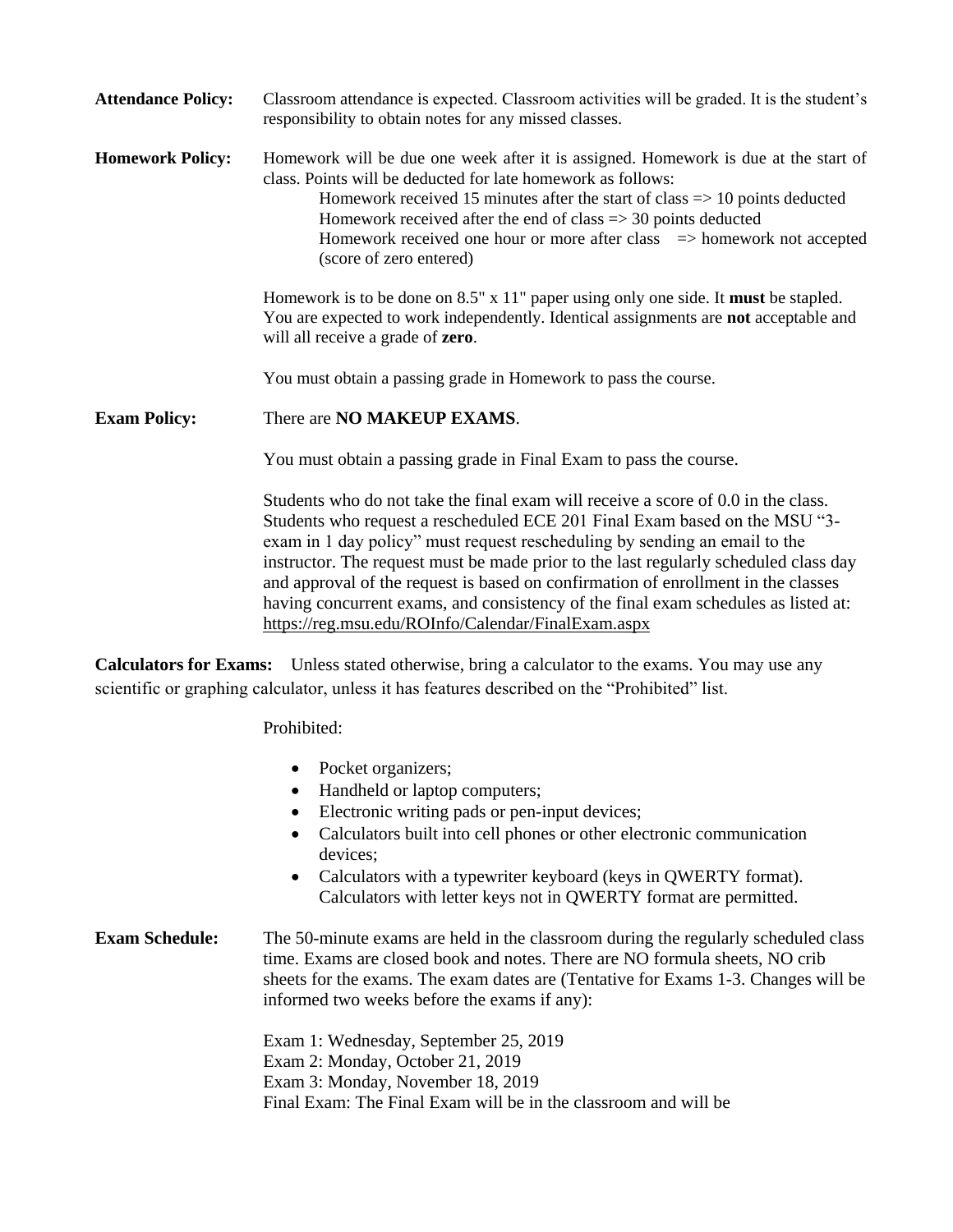**Attendance Policy:** Classroom attendance is expected. Classroom activities will be graded. It is the student's responsibility to obtain notes for any missed classes.

**Homework Policy:** Homework will be due one week after it is assigned. Homework is due at the start of class. Points will be deducted for late homework as follows:

Homework received 15 minutes after the start of class => 10 points deducted
Homework received after the end of class => 30 points deducted
Homework received one hour or more after class => homework not accepted (score of zero entered)

Homework is to be done on 8.5" x 11" paper using only one side. It **must** be stapled. You are expected to work independently. Identical assignments are **not** acceptable and will all receive a grade of **zero**.

You must obtain a passing grade in Homework to pass the course.

**Exam Policy:** There are **NO MAKEUP EXAMS**.

You must obtain a passing grade in Final Exam to pass the course.

Students who do not take the final exam will receive a score of 0.0 in the class. Students who request a rescheduled ECE 201 Final Exam based on the MSU "3-exam in 1 day policy" must request rescheduling by sending an email to the instructor. The request must be made prior to the last regularly scheduled class day and approval of the request is based on confirmation of enrollment in the classes having concurrent exams, and consistency of the final exam schedules as listed at: https://reg.msu.edu/ROInfo/Calendar/FinalExam.aspx

**Calculators for Exams:** Unless stated otherwise, bring a calculator to the exams. You may use any scientific or graphing calculator, unless it has features described on the "Prohibited" list.

Prohibited:

- Pocket organizers;
- Handheld or laptop computers;
- Electronic writing pads or pen-input devices;
- Calculators built into cell phones or other electronic communication devices;
- Calculators with a typewriter keyboard (keys in QWERTY format). Calculators with letter keys not in QWERTY format are permitted.

**Exam Schedule:** The 50-minute exams are held in the classroom during the regularly scheduled class time. Exams are closed book and notes. There are NO formula sheets, NO crib sheets for the exams. The exam dates are (Tentative for Exams 1-3. Changes will be informed two weeks before the exams if any):

Exam 1: Wednesday, September 25, 2019
Exam 2: Monday, October 21, 2019
Exam 3: Monday, November 18, 2019
Final Exam: The Final Exam will be in the classroom and will be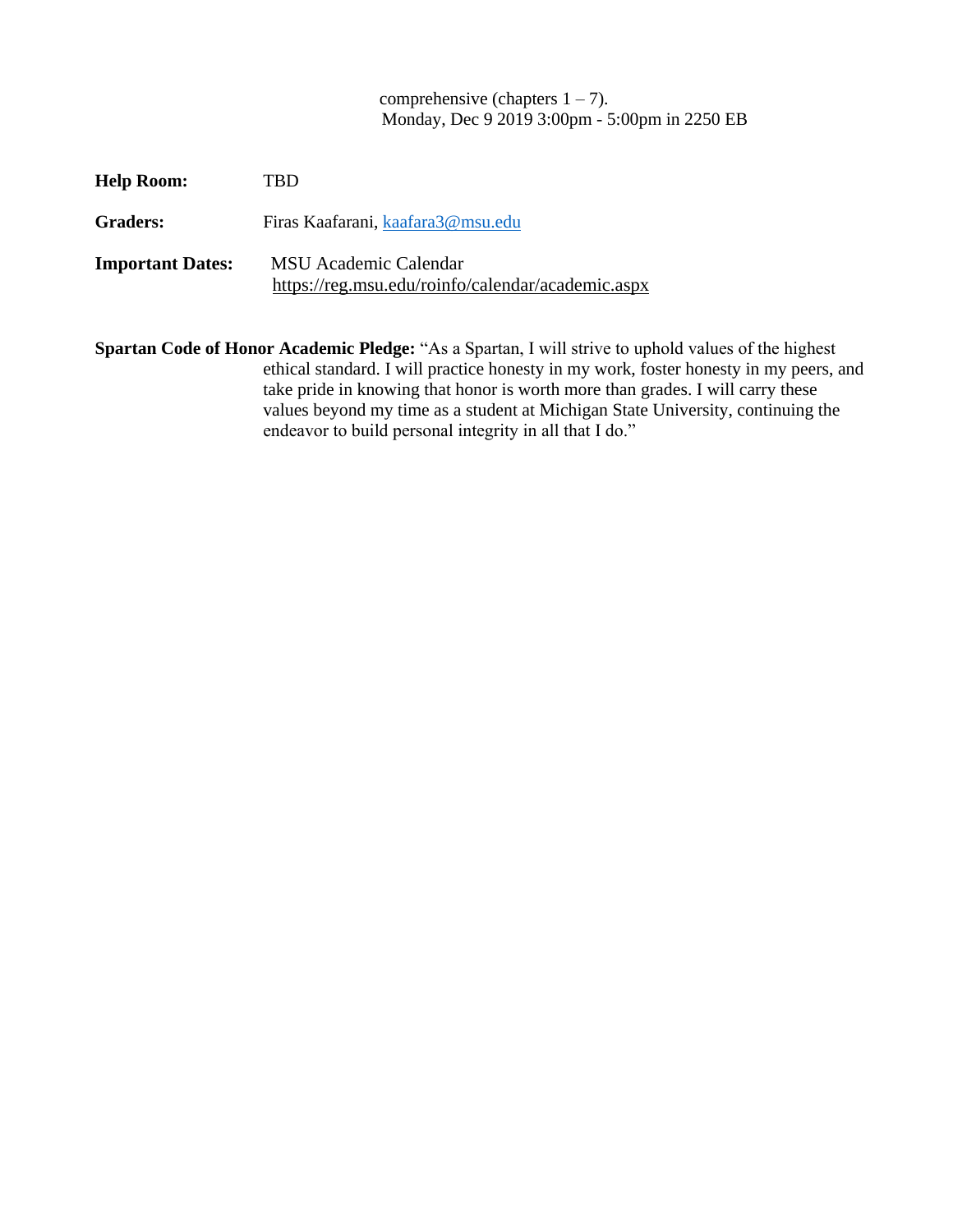comprehensive (chapters 1 – 7).
Monday, Dec 9 2019 3:00pm - 5:00pm in 2250 EB

**Help Room:** TBD

**Graders:** Firas Kaafarani, kaafara3@msu.edu

**Important Dates:** MSU Academic Calendar
https://reg.msu.edu/roinfo/calendar/academic.aspx

**Spartan Code of Honor Academic Pledge:** "As a Spartan, I will strive to uphold values of the highest ethical standard. I will practice honesty in my work, foster honesty in my peers, and take pride in knowing that honor is worth more than grades. I will carry these values beyond my time as a student at Michigan State University, continuing the endeavor to build personal integrity in all that I do."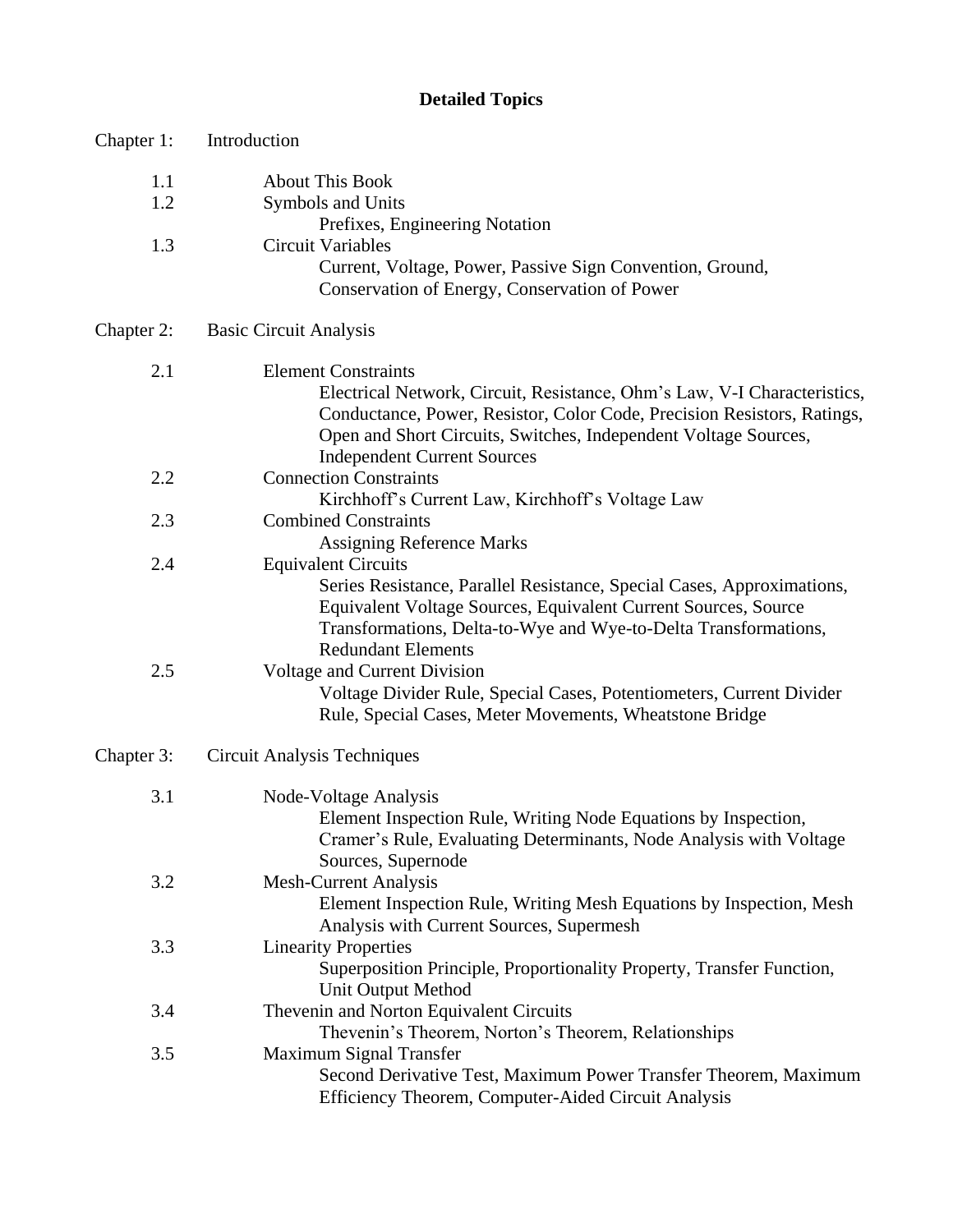# Detailed Topics

## Chapter 1: Introduction

- 1.1 About This Book
- 1.2 Symbols and Units
  - Prefixes, Engineering Notation
- 1.3 Circuit Variables
  - Current, Voltage, Power, Passive Sign Convention, Ground, Conservation of Energy, Conservation of Power

## Chapter 2: Basic Circuit Analysis

- 2.1 Element Constraints
  - Electrical Network, Circuit, Resistance, Ohm's Law, V-I Characteristics, Conductance, Power, Resistor, Color Code, Precision Resistors, Ratings, Open and Short Circuits, Switches, Independent Voltage Sources, Independent Current Sources
- 2.2 Connection Constraints
  - Kirchhoff's Current Law, Kirchhoff's Voltage Law
- 2.3 Combined Constraints
  - Assigning Reference Marks
- 2.4 Equivalent Circuits
  - Series Resistance, Parallel Resistance, Special Cases, Approximations, Equivalent Voltage Sources, Equivalent Current Sources, Source Transformations, Delta-to-Wye and Wye-to-Delta Transformations, Redundant Elements
- 2.5 Voltage and Current Division
  - Voltage Divider Rule, Special Cases, Potentiometers, Current Divider Rule, Special Cases, Meter Movements, Wheatstone Bridge

## Chapter 3: Circuit Analysis Techniques

- 3.1 Node-Voltage Analysis
  - Element Inspection Rule, Writing Node Equations by Inspection, Cramer's Rule, Evaluating Determinants, Node Analysis with Voltage Sources, Supernode
- 3.2 Mesh-Current Analysis
  - Element Inspection Rule, Writing Mesh Equations by Inspection, Mesh Analysis with Current Sources, Supermesh
- 3.3 Linearity Properties
  - Superposition Principle, Proportionality Property, Transfer Function, Unit Output Method
- 3.4 Thevenin and Norton Equivalent Circuits
  - Thevenin's Theorem, Norton's Theorem, Relationships
- 3.5 Maximum Signal Transfer
  - Second Derivative Test, Maximum Power Transfer Theorem, Maximum Efficiency Theorem, Computer-Aided Circuit Analysis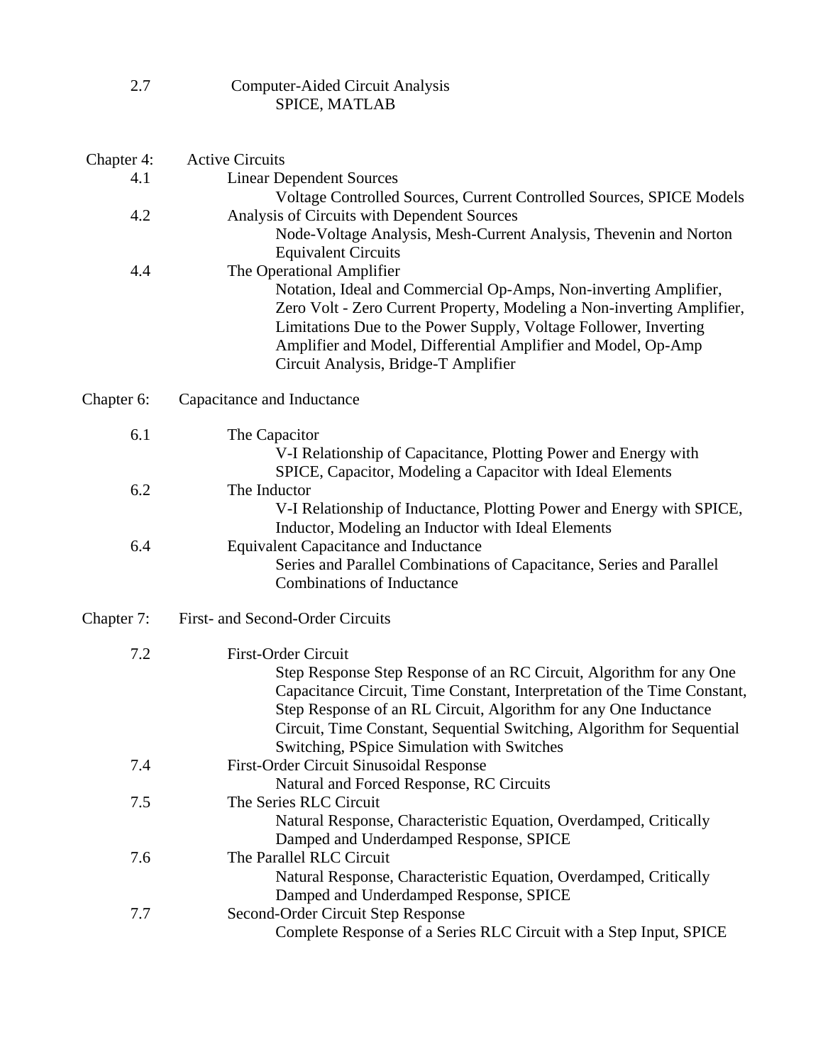2.7 Computer-Aided Circuit Analysis
- SPICE, MATLAB

**Chapter 4: Active Circuits**

4.1 Linear Dependent Sources
- Voltage Controlled Sources, Current Controlled Sources, SPICE Models

4.2 Analysis of Circuits with Dependent Sources
- Node-Voltage Analysis, Mesh-Current Analysis, Thevenin and Norton Equivalent Circuits

4.4 The Operational Amplifier
- Notation, Ideal and Commercial Op-Amps, Non-inverting Amplifier, Zero Volt - Zero Current Property, Modeling a Non-inverting Amplifier, Limitations Due to the Power Supply, Voltage Follower, Inverting Amplifier and Model, Differential Amplifier and Model, Op-Amp Circuit Analysis, Bridge-T Amplifier

**Chapter 6: Capacitance and Inductance**

6.1 The Capacitor
- V-I Relationship of Capacitance, Plotting Power and Energy with SPICE, Capacitor, Modeling a Capacitor with Ideal Elements

6.2 The Inductor
- V-I Relationship of Inductance, Plotting Power and Energy with SPICE, Inductor, Modeling an Inductor with Ideal Elements

6.4 Equivalent Capacitance and Inductance
- Series and Parallel Combinations of Capacitance, Series and Parallel Combinations of Inductance

**Chapter 7: First- and Second-Order Circuits**

7.2 First-Order Circuit
- Step Response Step Response of an RC Circuit, Algorithm for any One Capacitance Circuit, Time Constant, Interpretation of the Time Constant, Step Response of an RL Circuit, Algorithm for any One Inductance Circuit, Time Constant, Sequential Switching, Algorithm for Sequential Switching, PSpice Simulation with Switches

7.4 First-Order Circuit Sinusoidal Response
- Natural and Forced Response, RC Circuits

7.5 The Series RLC Circuit
- Natural Response, Characteristic Equation, Overdamped, Critically Damped and Underdamped Response, SPICE

7.6 The Parallel RLC Circuit
- Natural Response, Characteristic Equation, Overdamped, Critically Damped and Underdamped Response, SPICE

7.7 Second-Order Circuit Step Response
- Complete Response of a Series RLC Circuit with a Step Input, SPICE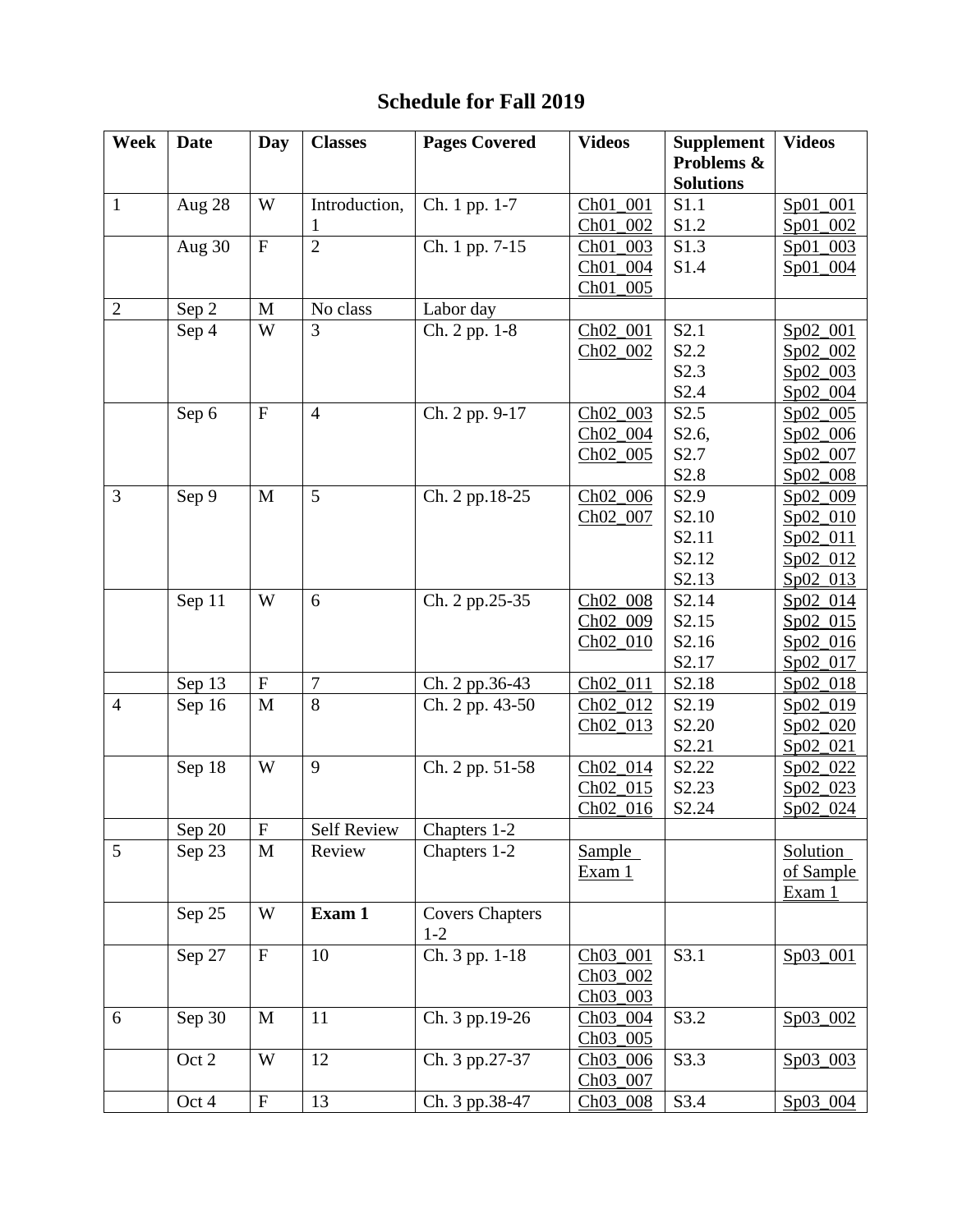# Schedule for Fall 2019

| Week | Date | Day | Classes | Pages Covered | Videos | Supplement Problems & Solutions | Videos |
|---|---|---|---|---|---|---|---|
| 1 | Aug 28 | W | Introduction, 1 | Ch. 1 pp. 1-7 | Ch01_001 Ch01_002 | S1.1 S1.2 | Sp01_001 Sp01_002 |
| | Aug 30 | F | 2 | Ch. 1 pp. 7-15 | Ch01_003 Ch01_004 Ch01_005 | S1.3 S1.4 | Sp01_003 Sp01_004 |
| 2 | Sep 2 | M | No class | Labor day | | | |
| | Sep 4 | W | 3 | Ch. 2 pp. 1-8 | Ch02_001 Ch02_002 | S2.1 S2.2 S2.3 S2.4 | Sp02_001 Sp02_002 Sp02_003 Sp02_004 |
| | Sep 6 | F | 4 | Ch. 2 pp. 9-17 | Ch02_003 Ch02_004 Ch02_005 | S2.5 S2.6, S2.7 S2.8 | Sp02_005 Sp02_006 Sp02_007 Sp02_008 |
| 3 | Sep 9 | M | 5 | Ch. 2 pp.18-25 | Ch02_006 Ch02_007 | S2.9 S2.10 S2.11 S2.12 S2.13 | Sp02_009 Sp02_010 Sp02_011 Sp02_012 Sp02_013 |
| | Sep 11 | W | 6 | Ch. 2 pp.25-35 | Ch02_008 Ch02_009 Ch02_010 | S2.14 S2.15 S2.16 S2.17 | Sp02_014 Sp02_015 Sp02_016 Sp02_017 |
| | Sep 13 | F | 7 | Ch. 2 pp.36-43 | Ch02_011 | S2.18 | Sp02_018 |
| 4 | Sep 16 | M | 8 | Ch. 2 pp. 43-50 | Ch02_012 Ch02_013 | S2.19 S2.20 S2.21 | Sp02_019 Sp02_020 Sp02_021 |
| | Sep 18 | W | 9 | Ch. 2 pp. 51-58 | Ch02_014 Ch02_015 Ch02_016 | S2.22 S2.23 S2.24 | Sp02_022 Sp02_023 Sp02_024 |
| | Sep 20 | F | Self Review | Chapters 1-2 | | | |
| 5 | Sep 23 | M | Review | Chapters 1-2 | Sample Exam 1 | | Solution of Sample Exam 1 |
| | Sep 25 | W | **Exam 1** | Covers Chapters 1-2 | | | |
| | Sep 27 | F | 10 | Ch. 3 pp. 1-18 | Ch03_001 Ch03_002 Ch03_003 | S3.1 | Sp03_001 |
| 6 | Sep 30 | M | 11 | Ch. 3 pp.19-26 | Ch03_004 Ch03_005 | S3.2 | Sp03_002 |
| | Oct 2 | W | 12 | Ch. 3 pp.27-37 | Ch03_006 Ch03_007 | S3.3 | Sp03_003 |
| | Oct 4 | F | 13 | Ch. 3 pp.38-47 | Ch03_008 | S3.4 | Sp03_004 |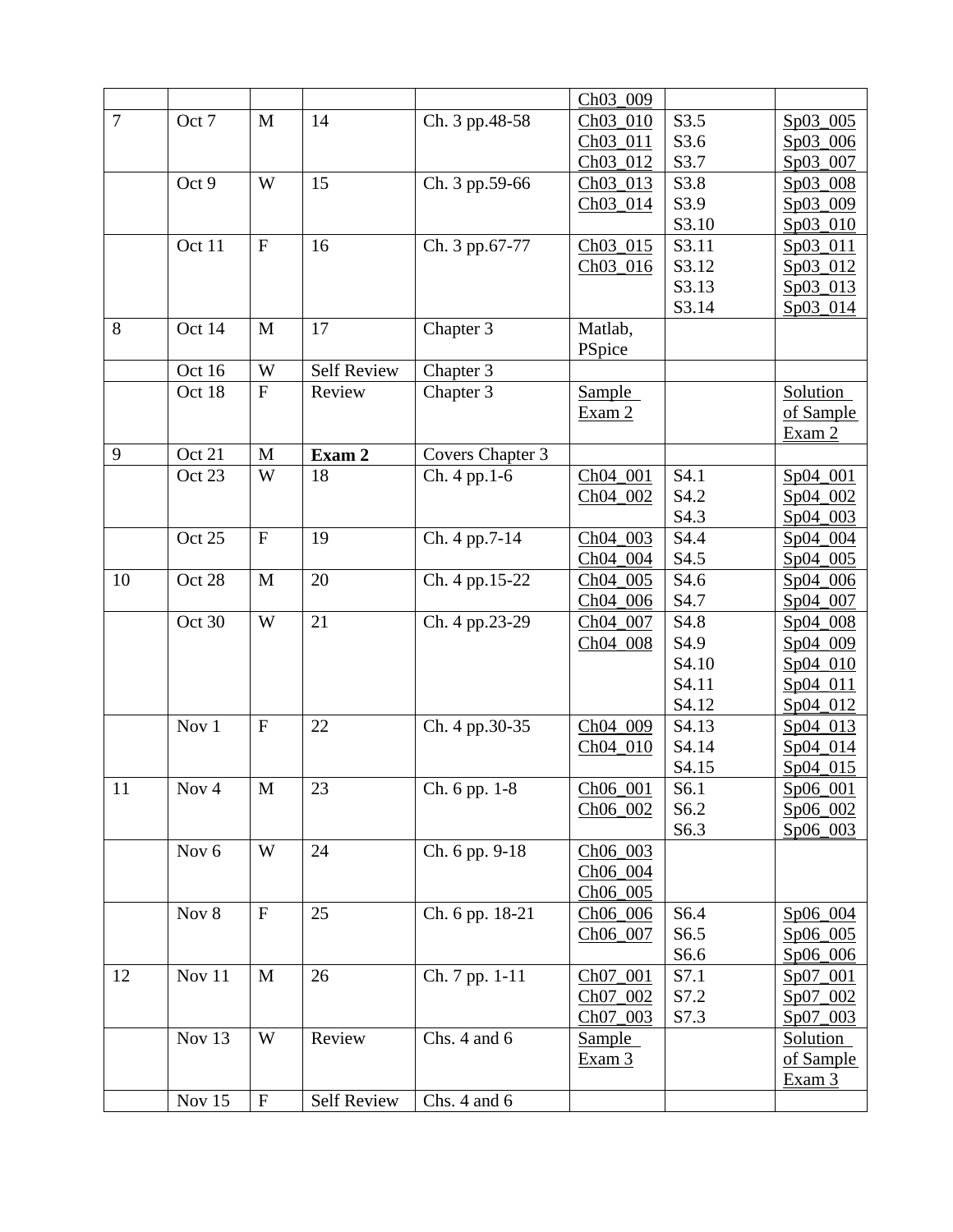| | | | | | Ch03_009 | | |
|---|---|---|---|---|---|---|---|
| 7 | Oct 7 | M | 14 | Ch. 3 pp.48-58 | Ch03_010<br>Ch03_011<br>Ch03_012 | S3.5<br>S3.6<br>S3.7 | Sp03_005<br>Sp03_006<br>Sp03_007 |
| | Oct 9 | W | 15 | Ch. 3 pp.59-66 | Ch03_013<br>Ch03_014 | S3.8<br>S3.9<br>S3.10 | Sp03_008<br>Sp03_009<br>Sp03_010 |
| | Oct 11 | F | 16 | Ch. 3 pp.67-77 | Ch03_015<br>Ch03_016 | S3.11<br>S3.12<br>S3.13<br>S3.14 | Sp03_011<br>Sp03_012<br>Sp03_013<br>Sp03_014 |
| 8 | Oct 14 | M | 17 | Chapter 3 | Matlab, PSpice | | |
| | Oct 16 | W | Self Review | Chapter 3 | | | |
| | Oct 18 | F | Review | Chapter 3 | Sample Exam 2 | | Solution of Sample Exam 2 |
| 9 | Oct 21 | M | **Exam 2** | Covers Chapter 3 | | | |
| | Oct 23 | W | 18 | Ch. 4 pp.1-6 | Ch04_001<br>Ch04_002 | S4.1<br>S4.2<br>S4.3 | Sp04_001<br>Sp04_002<br>Sp04_003 |
| | Oct 25 | F | 19 | Ch. 4 pp.7-14 | Ch04_003<br>Ch04_004 | S4.4<br>S4.5 | Sp04_004<br>Sp04_005 |
| 10 | Oct 28 | M | 20 | Ch. 4 pp.15-22 | Ch04_005<br>Ch04_006 | S4.6<br>S4.7 | Sp04_006<br>Sp04_007 |
| | Oct 30 | W | 21 | Ch. 4 pp.23-29 | Ch04_007<br>Ch04_008 | S4.8<br>S4.9<br>S4.10<br>S4.11<br>S4.12 | Sp04_008<br>Sp04_009<br>Sp04_010<br>Sp04_011<br>Sp04_012 |
| | Nov 1 | F | 22 | Ch. 4 pp.30-35 | Ch04_009<br>Ch04_010 | S4.13<br>S4.14<br>S4.15 | Sp04_013<br>Sp04_014<br>Sp04_015 |
| 11 | Nov 4 | M | 23 | Ch. 6 pp. 1-8 | Ch06_001<br>Ch06_002 | S6.1<br>S6.2<br>S6.3 | Sp06_001<br>Sp06_002<br>Sp06_003 |
| | Nov 6 | W | 24 | Ch. 6 pp. 9-18 | Ch06_003<br>Ch06_004<br>Ch06_005 | | |
| | Nov 8 | F | 25 | Ch. 6 pp. 18-21 | Ch06_006<br>Ch06_007 | S6.4<br>S6.5<br>S6.6 | Sp06_004<br>Sp06_005<br>Sp06_006 |
| 12 | Nov 11 | M | 26 | Ch. 7 pp. 1-11 | Ch07_001<br>Ch07_002<br>Ch07_003 | S7.1<br>S7.2<br>S7.3 | Sp07_001<br>Sp07_002<br>Sp07_003 |
| | Nov 13 | W | Review | Chs. 4 and 6 | Sample Exam 3 | | Solution of Sample Exam 3 |
| | Nov 15 | F | Self Review | Chs. 4 and 6 | | | |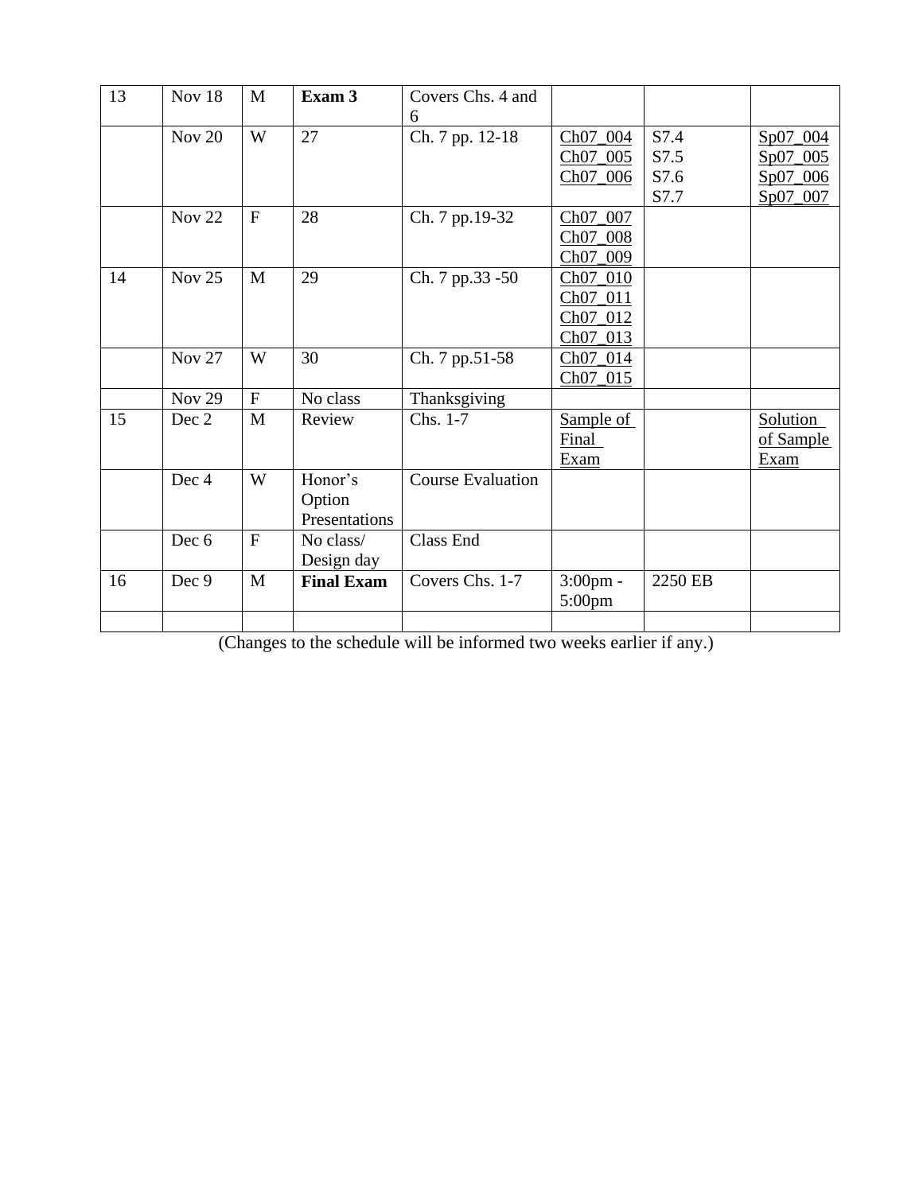| | | | | | | | |
|---|---|---|---|---|---|---|---|
| 13 | Nov 18 | M | **Exam 3** | Covers Chs. 4 and 6 | | | |
| | Nov 20 | W | 27 | Ch. 7 pp. 12-18 | Ch07_004 Ch07_005 Ch07_006 | S7.4 S7.5 S7.6 S7.7 | Sp07_004 Sp07_005 Sp07_006 Sp07_007 |
| | Nov 22 | F | 28 | Ch. 7 pp.19-32 | Ch07_007 Ch07_008 Ch07_009 | | |
| 14 | Nov 25 | M | 29 | Ch. 7 pp.33 -50 | Ch07_010 Ch07_011 Ch07_012 Ch07_013 | | |
| | Nov 27 | W | 30 | Ch. 7 pp.51-58 | Ch07_014 Ch07_015 | | |
| | Nov 29 | F | No class | Thanksgiving | | | |
| 15 | Dec 2 | M | Review | Chs. 1-7 | Sample of Final Exam | | Solution of Sample Exam |
| | Dec 4 | W | Honor's Option Presentations | Course Evaluation | | | |
| | Dec 6 | F | No class/ Design day | Class End | | | |
| 16 | Dec 9 | M | **Final Exam** | Covers Chs. 1-7 | 3:00pm - 5:00pm | 2250 EB | |
| | | | | | | | |

(Changes to the schedule will be informed two weeks earlier if any.)